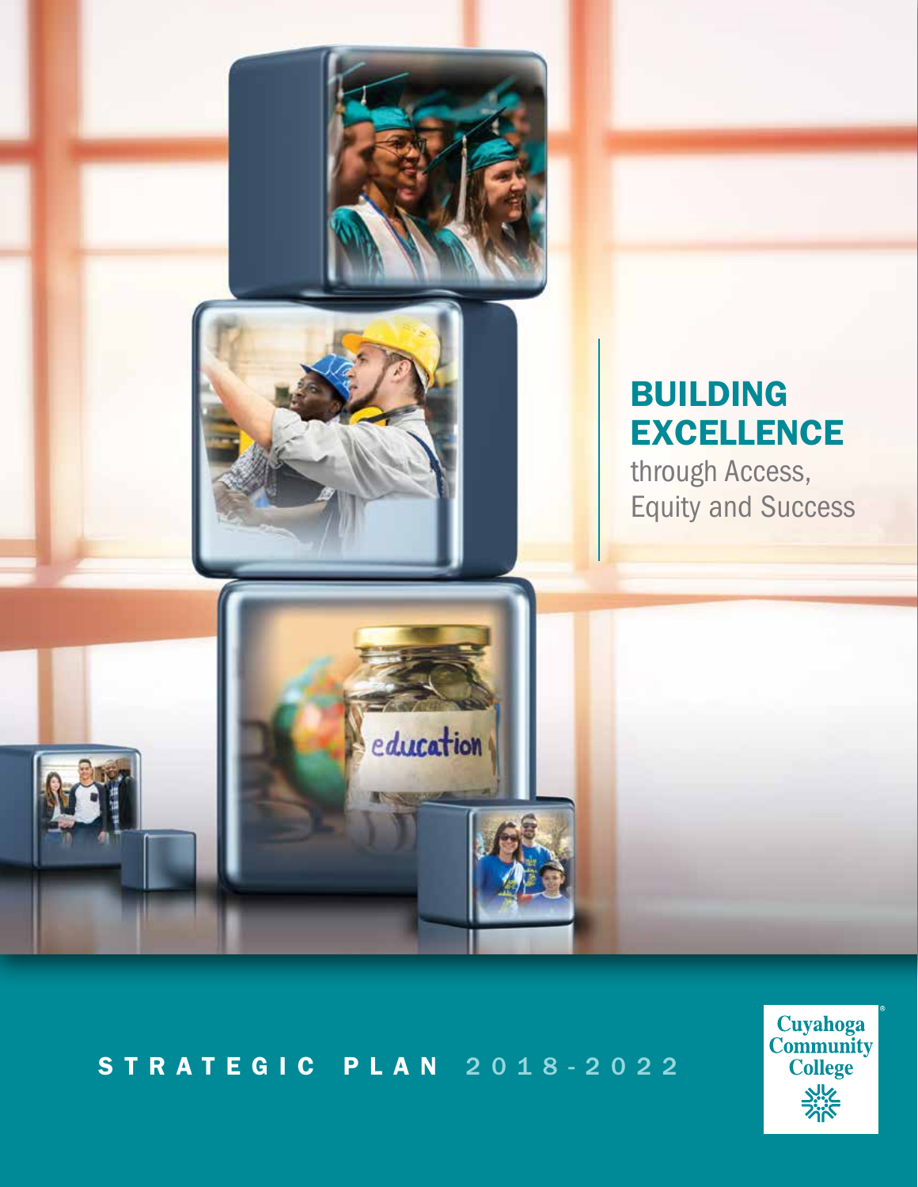# BUILDING EXCELLENCE

through Access, Equity and Success

STRATEGIC PLAN 2018-2022

Cuyahoga Community College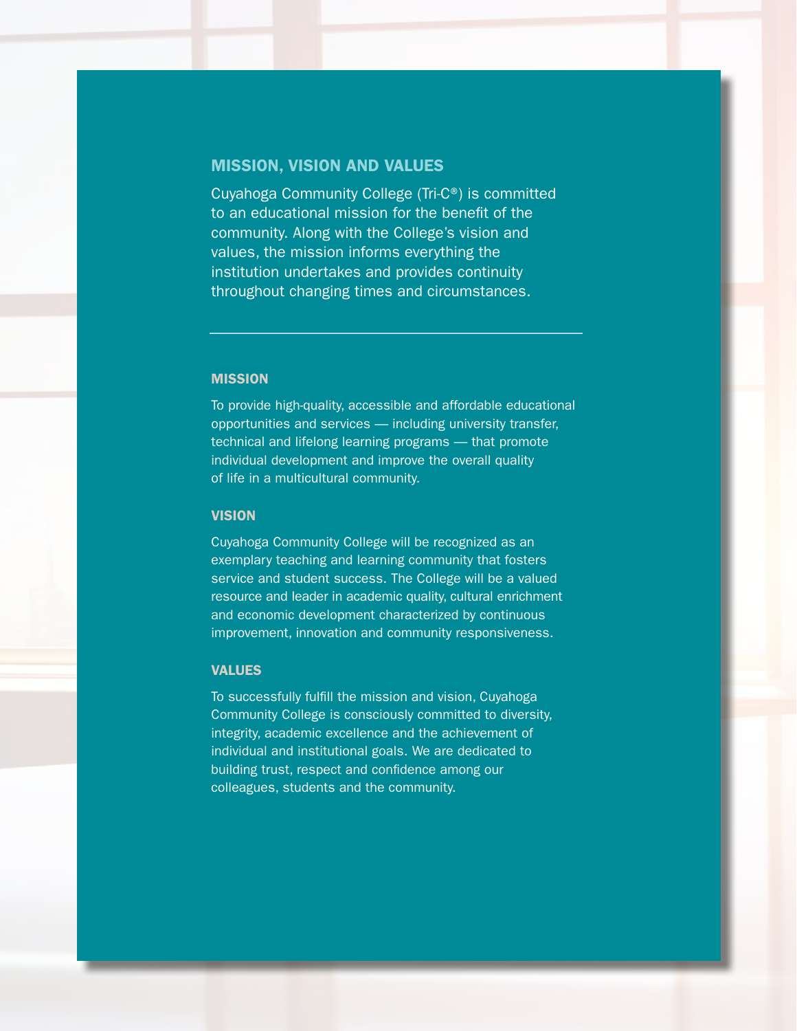## MISSION, VISION AND VALUES

Cuyahoga Community College (Tri-C®) is committed to an educational mission for the benefit of the community. Along with the College's vision and values, the mission informs everything the institution undertakes and provides continuity throughout changing times and circumstances.

---

### MISSION

To provide high-quality, accessible and affordable educational opportunities and services — including university transfer, technical and lifelong learning programs — that promote individual development and improve the overall quality of life in a multicultural community.

### VISION

Cuyahoga Community College will be recognized as an exemplary teaching and learning community that fosters service and student success. The College will be a valued resource and leader in academic quality, cultural enrichment and economic development characterized by continuous improvement, innovation and community responsiveness.

### VALUES

To successfully fulfill the mission and vision, Cuyahoga Community College is consciously committed to diversity, integrity, academic excellence and the achievement of individual and institutional goals. We are dedicated to building trust, respect and confidence among our colleagues, students and the community.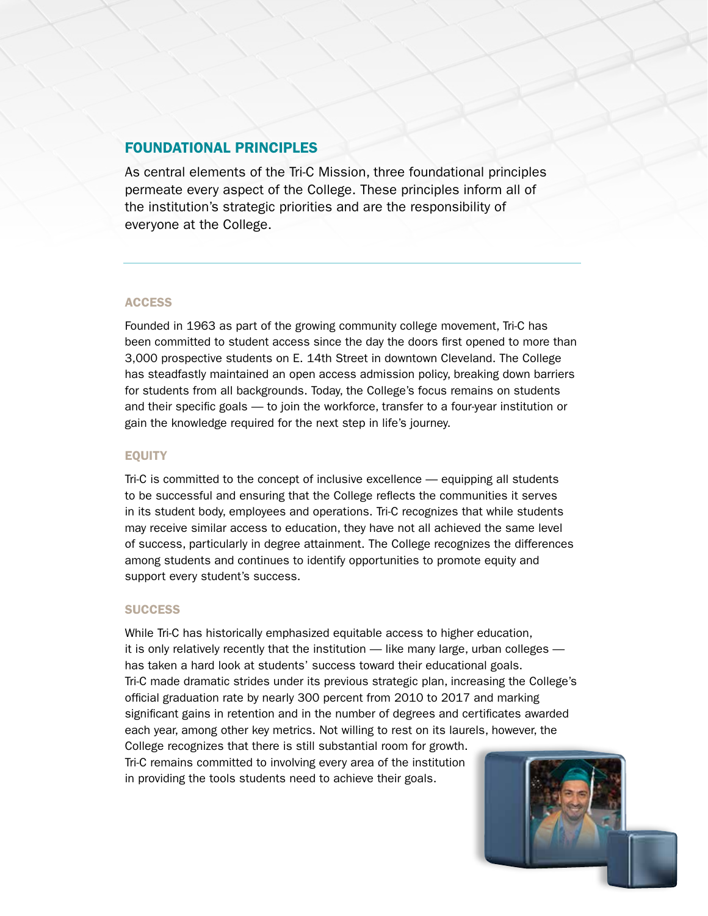## FOUNDATIONAL PRINCIPLES

As central elements of the Tri-C Mission, three foundational principles permeate every aspect of the College. These principles inform all of the institution's strategic priorities and are the responsibility of everyone at the College.

### ACCESS

Founded in 1963 as part of the growing community college movement, Tri-C has been committed to student access since the day the doors first opened to more than 3,000 prospective students on E. 14th Street in downtown Cleveland. The College has steadfastly maintained an open access admission policy, breaking down barriers for students from all backgrounds. Today, the College's focus remains on students and their specific goals — to join the workforce, transfer to a four-year institution or gain the knowledge required for the next step in life's journey.

### EQUITY

Tri-C is committed to the concept of inclusive excellence — equipping all students to be successful and ensuring that the College reflects the communities it serves in its student body, employees and operations. Tri-C recognizes that while students may receive similar access to education, they have not all achieved the same level of success, particularly in degree attainment. The College recognizes the differences among students and continues to identify opportunities to promote equity and support every student's success.

### SUCCESS

While Tri-C has historically emphasized equitable access to higher education, it is only relatively recently that the institution — like many large, urban colleges — has taken a hard look at students' success toward their educational goals. Tri-C made dramatic strides under its previous strategic plan, increasing the College's official graduation rate by nearly 300 percent from 2010 to 2017 and marking significant gains in retention and in the number of degrees and certificates awarded each year, among other key metrics. Not willing to rest on its laurels, however, the College recognizes that there is still substantial room for growth. Tri-C remains committed to involving every area of the institution in providing the tools students need to achieve their goals.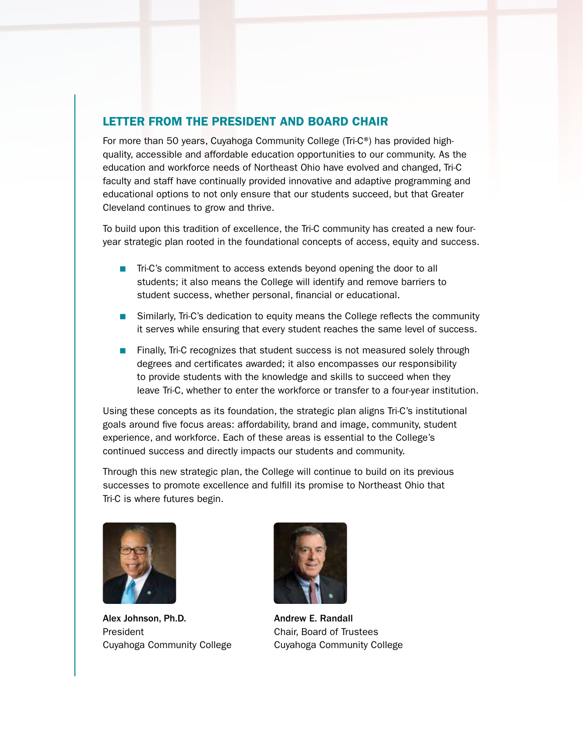## LETTER FROM THE PRESIDENT AND BOARD CHAIR

For more than 50 years, Cuyahoga Community College (Tri-C®) has provided high-quality, accessible and affordable education opportunities to our community. As the education and workforce needs of Northeast Ohio have evolved and changed, Tri-C faculty and staff have continually provided innovative and adaptive programming and educational options to not only ensure that our students succeed, but that Greater Cleveland continues to grow and thrive.

To build upon this tradition of excellence, the Tri-C community has created a new four-year strategic plan rooted in the foundational concepts of access, equity and success.

- Tri-C's commitment to access extends beyond opening the door to all students; it also means the College will identify and remove barriers to student success, whether personal, financial or educational.
- Similarly, Tri-C's dedication to equity means the College reflects the community it serves while ensuring that every student reaches the same level of success.
- Finally, Tri-C recognizes that student success is not measured solely through degrees and certificates awarded; it also encompasses our responsibility to provide students with the knowledge and skills to succeed when they leave Tri-C, whether to enter the workforce or transfer to a four-year institution.

Using these concepts as its foundation, the strategic plan aligns Tri-C's institutional goals around five focus areas: affordability, brand and image, community, student experience, and workforce. Each of these areas is essential to the College's continued success and directly impacts our students and community.

Through this new strategic plan, the College will continue to build on its previous successes to promote excellence and fulfill its promise to Northeast Ohio that Tri-C is where futures begin.

**Alex Johnson, Ph.D.**
President
Cuyahoga Community College

**Andrew E. Randall**
Chair, Board of Trustees
Cuyahoga Community College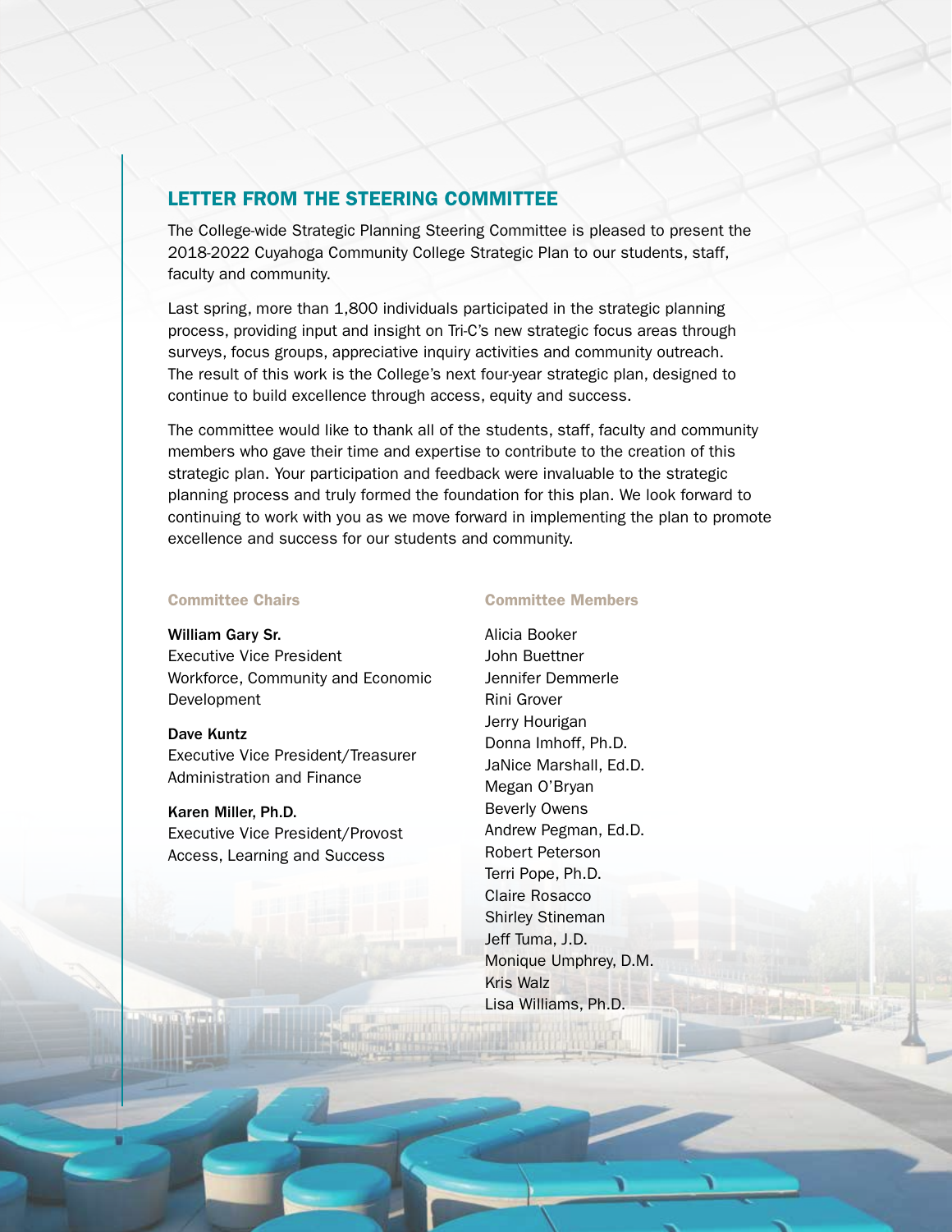## LETTER FROM THE STEERING COMMITTEE

The College-wide Strategic Planning Steering Committee is pleased to present the 2018-2022 Cuyahoga Community College Strategic Plan to our students, staff, faculty and community.

Last spring, more than 1,800 individuals participated in the strategic planning process, providing input and insight on Tri-C's new strategic focus areas through surveys, focus groups, appreciative inquiry activities and community outreach. The result of this work is the College's next four-year strategic plan, designed to continue to build excellence through access, equity and success.

The committee would like to thank all of the students, staff, faculty and community members who gave their time and expertise to contribute to the creation of this strategic plan. Your participation and feedback were invaluable to the strategic planning process and truly formed the foundation for this plan. We look forward to continuing to work with you as we move forward in implementing the plan to promote excellence and success for our students and community.

### Committee Chairs

**William Gary Sr.**
Executive Vice President
Workforce, Community and Economic Development

**Dave Kuntz**
Executive Vice President/Treasurer
Administration and Finance

**Karen Miller, Ph.D.**
Executive Vice President/Provost
Access, Learning and Success

### Committee Members

Alicia Booker
John Buettner
Jennifer Demmerle
Rini Grover
Jerry Hourigan
Donna Imhoff, Ph.D.
JaNice Marshall, Ed.D.
Megan O'Bryan
Beverly Owens
Andrew Pegman, Ed.D.
Robert Peterson
Terri Pope, Ph.D.
Claire Rosacco
Shirley Stineman
Jeff Tuma, J.D.
Monique Umphrey, D.M.
Kris Walz
Lisa Williams, Ph.D.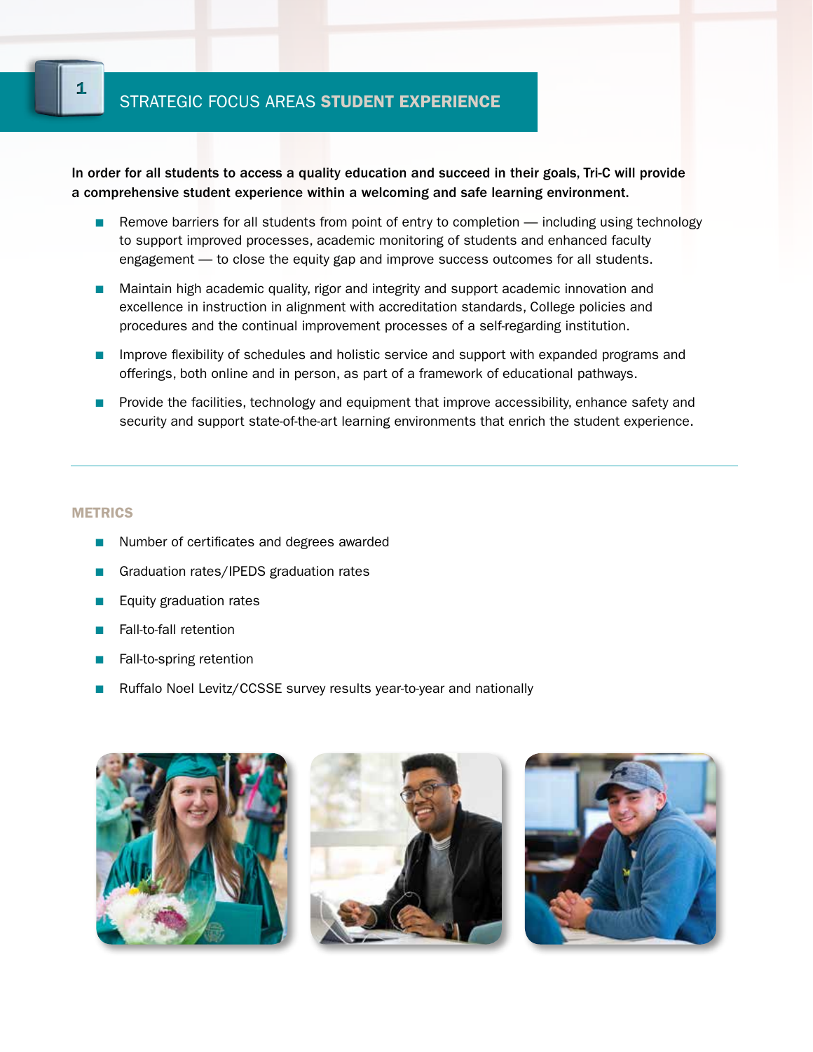1

## STRATEGIC FOCUS AREAS **STUDENT EXPERIENCE**

**In order for all students to access a quality education and succeed in their goals, Tri-C will provide a comprehensive student experience within a welcoming and safe learning environment.**

- Remove barriers for all students from point of entry to completion — including using technology to support improved processes, academic monitoring of students and enhanced faculty engagement — to close the equity gap and improve success outcomes for all students.
- Maintain high academic quality, rigor and integrity and support academic innovation and excellence in instruction in alignment with accreditation standards, College policies and procedures and the continual improvement processes of a self-regarding institution.
- Improve flexibility of schedules and holistic service and support with expanded programs and offerings, both online and in person, as part of a framework of educational pathways.
- Provide the facilities, technology and equipment that improve accessibility, enhance safety and security and support state-of-the-art learning environments that enrich the student experience.

### METRICS

- Number of certificates and degrees awarded
- Graduation rates/IPEDS graduation rates
- Equity graduation rates
- Fall-to-fall retention
- Fall-to-spring retention
- Ruffalo Noel Levitz/CCSSE survey results year-to-year and nationally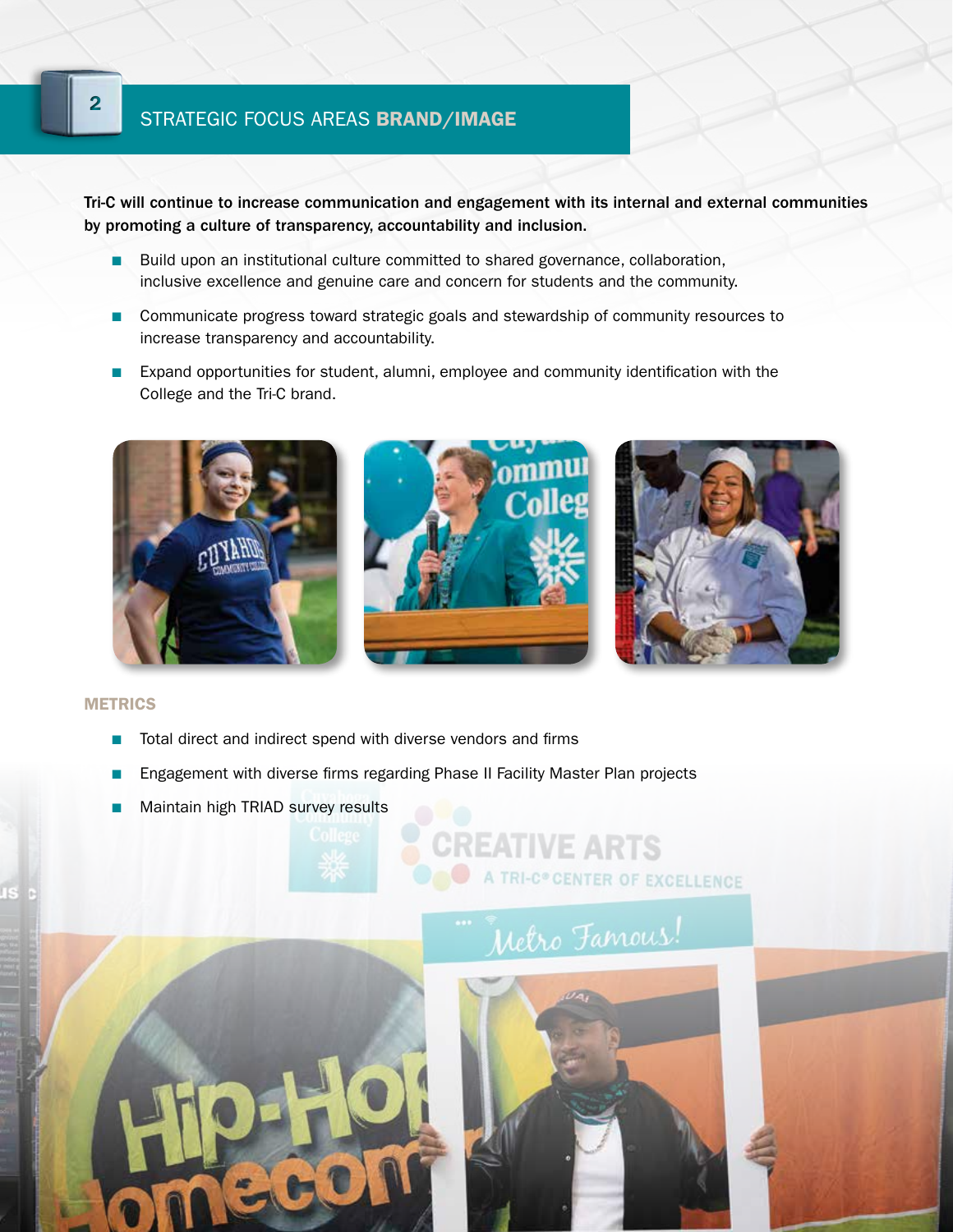## 2 STRATEGIC FOCUS AREAS BRAND/IMAGE

**Tri-C will continue to increase communication and engagement with its internal and external communities by promoting a culture of transparency, accountability and inclusion.**

- Build upon an institutional culture committed to shared governance, collaboration, inclusive excellence and genuine care and concern for students and the community.
- Communicate progress toward strategic goals and stewardship of community resources to increase transparency and accountability.
- Expand opportunities for student, alumni, employee and community identification with the College and the Tri-C brand.

### METRICS

- Total direct and indirect spend with diverse vendors and firms
- Engagement with diverse firms regarding Phase II Facility Master Plan projects
- Maintain high TRIAD survey results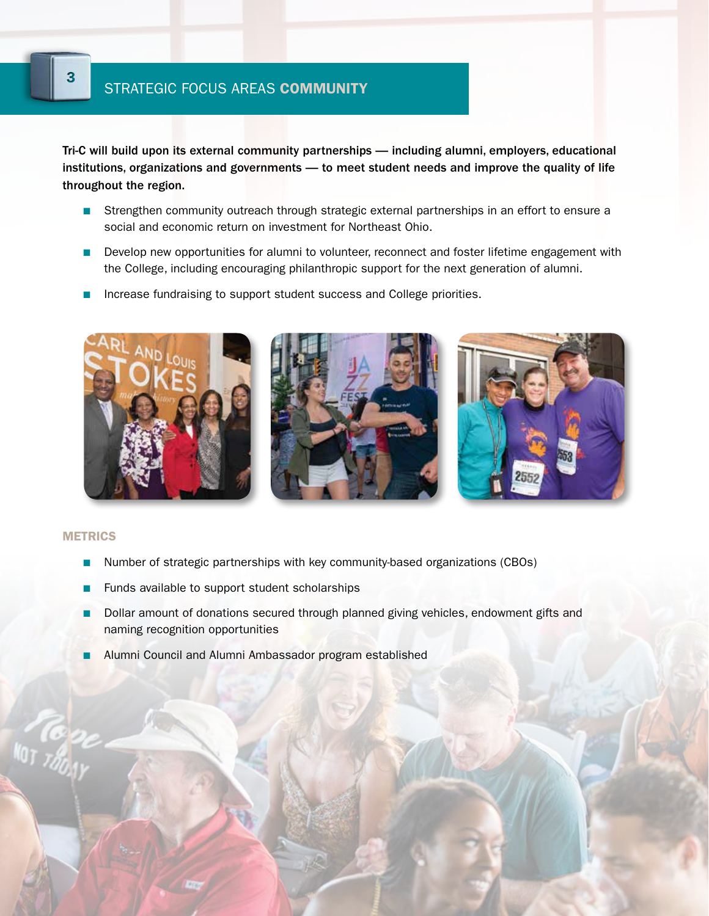## STRATEGIC FOCUS AREAS **COMMUNITY**

**Tri-C will build upon its external community partnerships — including alumni, employers, educational institutions, organizations and governments — to meet student needs and improve the quality of life throughout the region.**

- Strengthen community outreach through strategic external partnerships in an effort to ensure a social and economic return on investment for Northeast Ohio.
- Develop new opportunities for alumni to volunteer, reconnect and foster lifetime engagement with the College, including encouraging philanthropic support for the next generation of alumni.
- Increase fundraising to support student success and College priorities.

### METRICS

- Number of strategic partnerships with key community-based organizations (CBOs)
- Funds available to support student scholarships
- Dollar amount of donations secured through planned giving vehicles, endowment gifts and naming recognition opportunities
- Alumni Council and Alumni Ambassador program established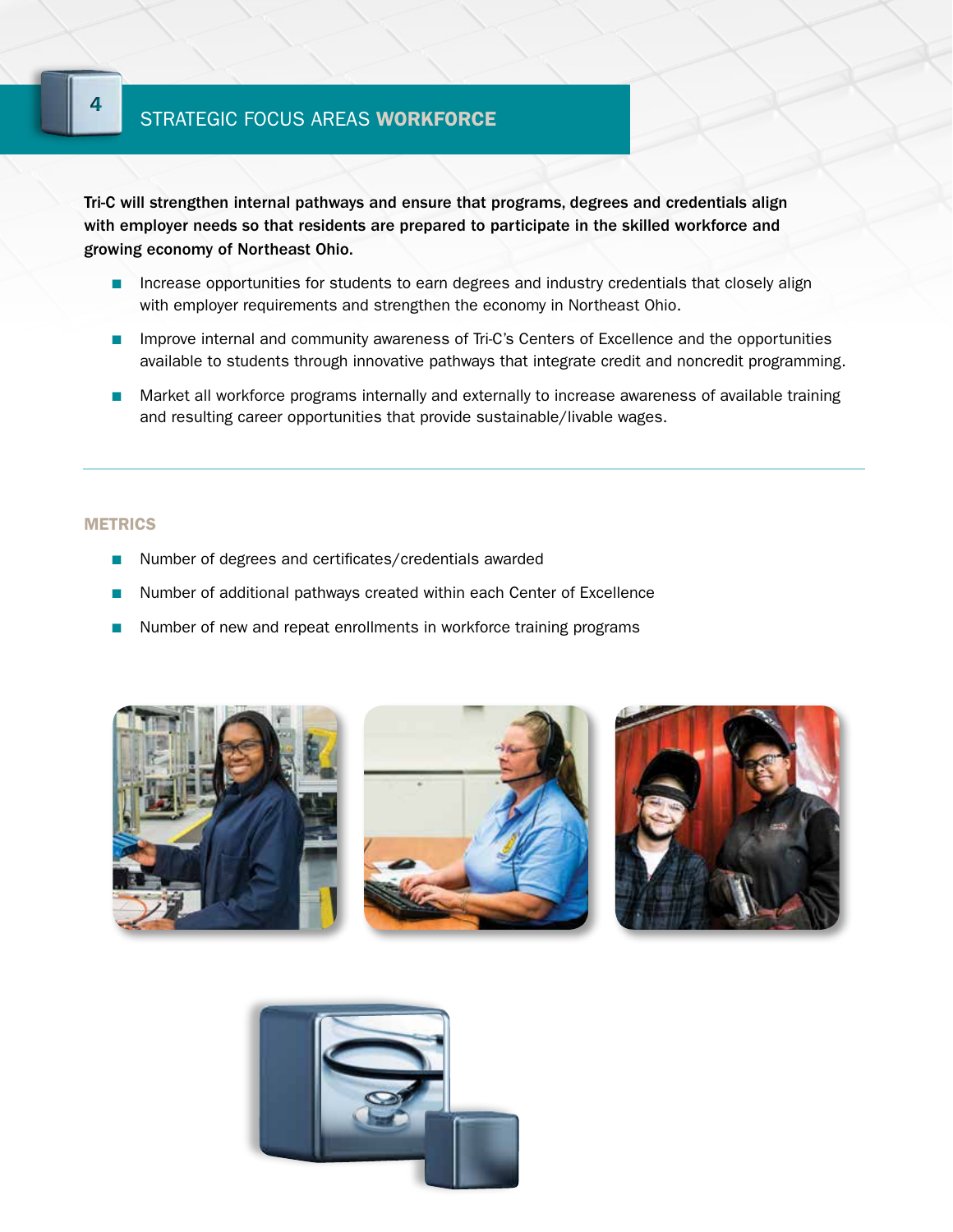# 4 STRATEGIC FOCUS AREAS **WORKFORCE**

**Tri-C will strengthen internal pathways and ensure that programs, degrees and credentials align with employer needs so that residents are prepared to participate in the skilled workforce and growing economy of Northeast Ohio.**

- Increase opportunities for students to earn degrees and industry credentials that closely align with employer requirements and strengthen the economy in Northeast Ohio.
- Improve internal and community awareness of Tri-C's Centers of Excellence and the opportunities available to students through innovative pathways that integrate credit and noncredit programming.
- Market all workforce programs internally and externally to increase awareness of available training and resulting career opportunities that provide sustainable/livable wages.

---

## METRICS

- Number of degrees and certificates/credentials awarded
- Number of additional pathways created within each Center of Excellence
- Number of new and repeat enrollments in workforce training programs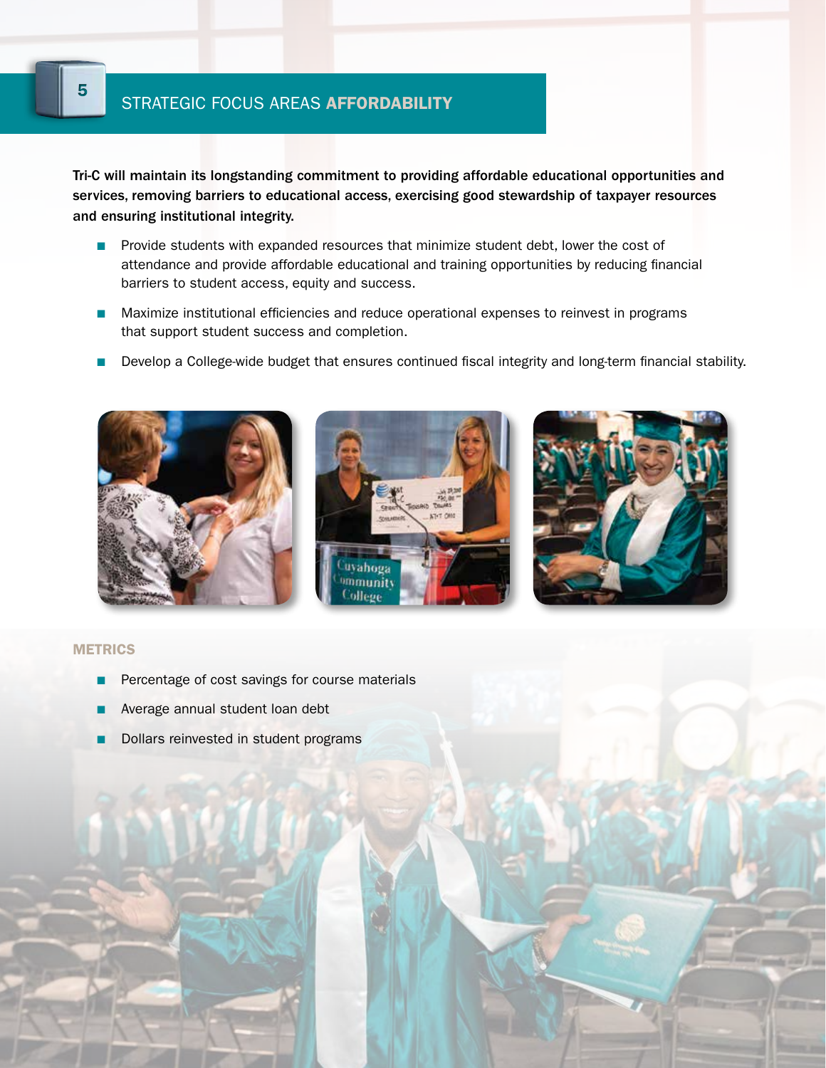## STRATEGIC FOCUS AREAS **AFFORDABILITY**

**Tri-C will maintain its longstanding commitment to providing affordable educational opportunities and services, removing barriers to educational access, exercising good stewardship of taxpayer resources and ensuring institutional integrity.**

- Provide students with expanded resources that minimize student debt, lower the cost of attendance and provide affordable educational and training opportunities by reducing financial barriers to student access, equity and success.
- Maximize institutional efficiencies and reduce operational expenses to reinvest in programs that support student success and completion.
- Develop a College-wide budget that ensures continued fiscal integrity and long-term financial stability.

### METRICS

- Percentage of cost savings for course materials
- Average annual student loan debt
- Dollars reinvested in student programs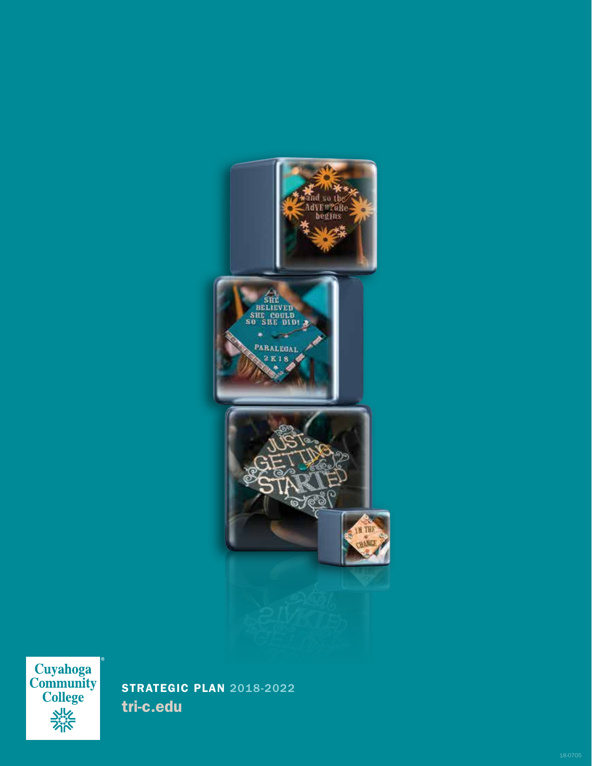Cuyahoga Community College

**STRATEGIC PLAN** 2018-2022

**tri-c.edu**

18-0705